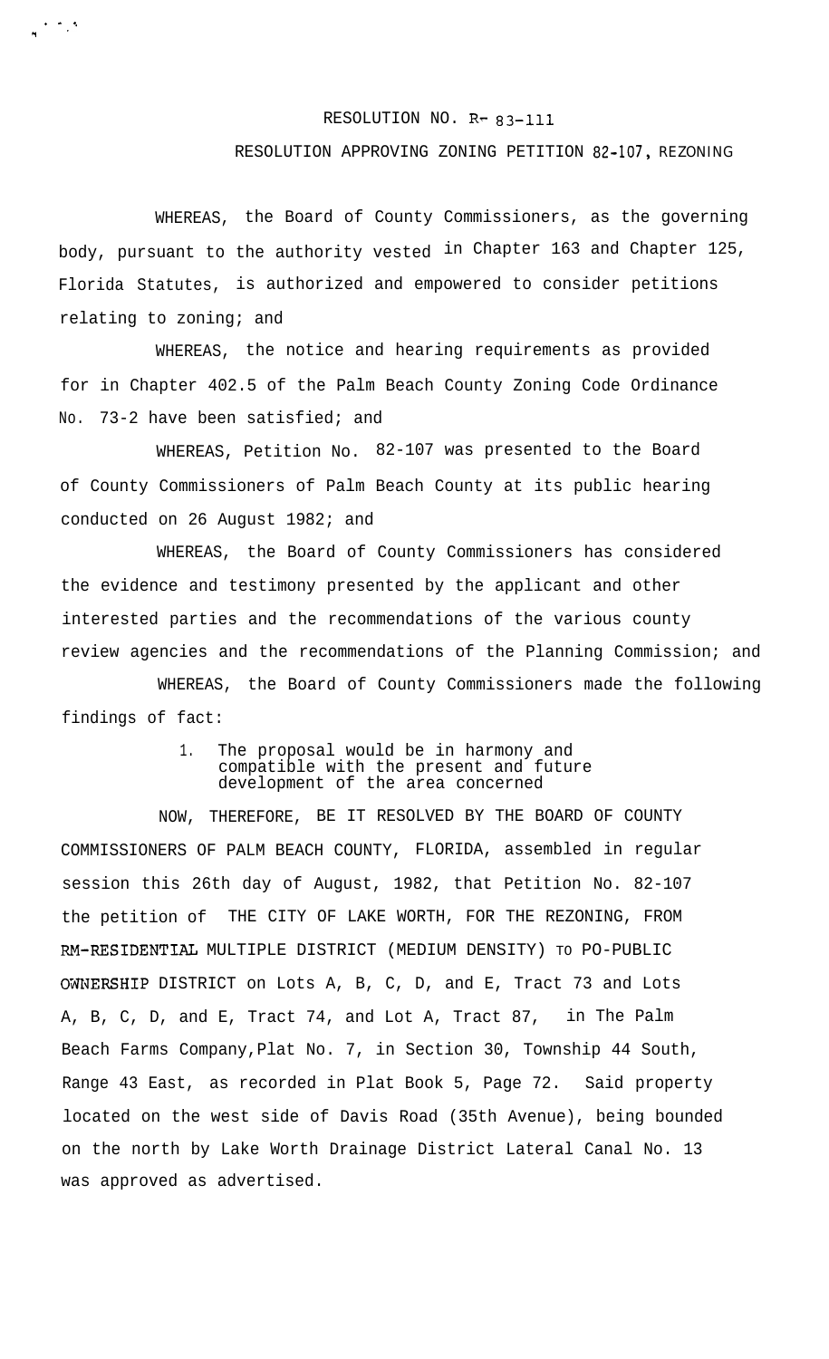RESOLUTION NO. R- 83-111

RESOLUTION APPROVING ZONING PETITION 82-107, REZONING

WHEREAS, the Board of County Commissioners, as the governing body, pursuant to the authority vested in Chapter 163 and Chapter 125, Florida Statutes, is authorized and empowered to consider petitions relating to zoning; and

WHEREAS, the notice and hearing requirements as provided for in Chapter 402.5 of the Palm Beach County Zoning Code Ordinance No. 73-2 have been satisfied; and

WHEREAS, Petition No. 82-107 was presented to the Board of County Commissioners of Palm Beach County at its public hearing conducted on 26 August 1982; and

WHEREAS, the Board of County Commissioners has considered the evidence and testimony presented by the applicant and other interested parties and the recommendations of the various county review agencies and the recommendations of the Planning Commission; and

WHEREAS, the Board of County Commissioners made the following findings of fact:

1. The proposal would be in harmony and compatible with the present and future development of the area concerned

NOW, THEREFORE, BE IT RESOLVED BY THE BOARD OF COUNTY COMMISSIONERS OF PALM BEACH COUNTY, FLORIDA, assembled in regular session this 26th day of August, 1982, that Petition No. 82-107 the petition of THE CITY OF LAKE WORTH, FOR THE REZONING, FROM RM-RESIDENTIAL MULTIPLE DISTRICT (MEDIUM DENSITY) TO PO-PUBLIC OWNERSHIP DISTRICT on Lots A, B, C, D, and E, Tract 73 and Lots A, B, C, D, and E, Tract 74, and Lot A, Tract 87, in The Palm Beach Farms Company,Plat No. 7, in Section 30, Township 44 South, Range 43 East, as recorded in Plat Book 5, Page 72. Said property located on the west side of Davis Road (35th Avenue), being bounded on the north by Lake Worth Drainage District Lateral Canal No. 13 was approved as advertised.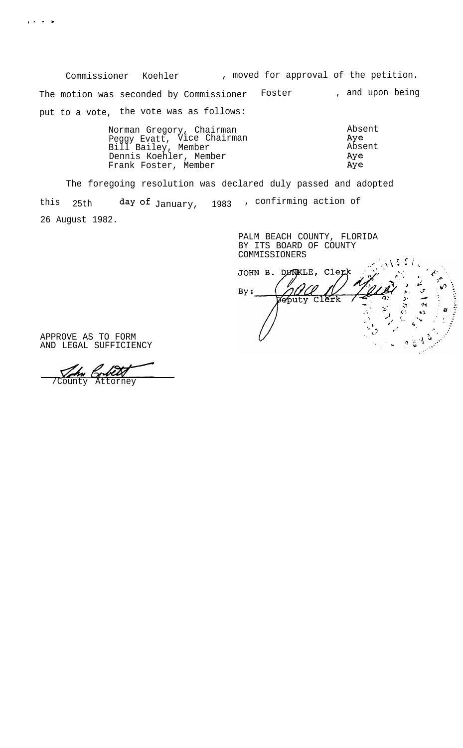Commissioner Koehler, moved for approval of the petition. The motion was seconded by Commissioner Foster, and upon being put to a vote, the vote was as follows:

| | |
|---|---|
| Norman Gregory, Chairman | Absent |
| Peggy Evatt, Vice Chairman | Aye |
| Bill Bailey, Member | Absent |
| Dennis Koehler, Member | Aye |
| Frank Foster, Member | Aye |

The foregoing resolution was declared duly passed and adopted this 25th day of January, 1983, confirming action of 26 August 1982.

PALM BEACH COUNTY, FLORIDA
BY ITS BOARD OF COUNTY
COMMISSIONERS

JOHN B. DUNKLE, Clerk

By: ____________________
Deputy Clerk

APPROVE AS TO FORM
AND LEGAL SUFFICIENCY

____________________
County Attorney